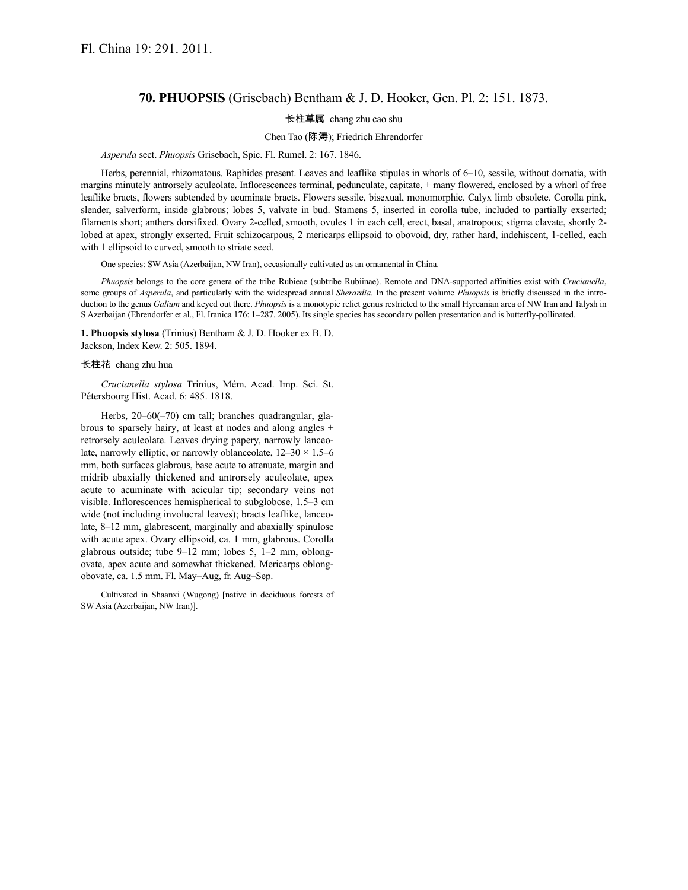Fl. China 19: 291. 2011.

## 70. **PHUOPSIS** (Grisebach) Bentham & J. D. Hooker, Gen. Pl. 2: 151. 1873.

长柱草属 chang zhu cao shu

Chen Tao (陈涛); Friedrich Ehrendorfer

*Asperula* sect. *Phuopsis* Grisebach, Spic. Fl. Rumel. 2: 167. 1846.

Herbs, perennial, rhizomatous. Raphides present. Leaves and leaflike stipules in whorls of 6–10, sessile, without domatia, with margins minutely antrorsely aculeolate. Inflorescences terminal, pedunculate, capitate, ± many flowered, enclosed by a whorl of free leaflike bracts, flowers subtended by acuminate bracts. Flowers sessile, bisexual, monomorphic. Calyx limb obsolete. Corolla pink, slender, salverform, inside glabrous; lobes 5, valvate in bud. Stamens 5, inserted in corolla tube, included to partially exserted; filaments short; anthers dorsifixed. Ovary 2-celled, smooth, ovules 1 in each cell, erect, basal, anatropous; stigma clavate, shortly 2-lobed at apex, strongly exserted. Fruit schizocarpous, 2 mericarps ellipsoid to obovoid, dry, rather hard, indehiscent, 1-celled, each with 1 ellipsoid to curved, smooth to striate seed.

One species: SW Asia (Azerbaijan, NW Iran), occasionally cultivated as an ornamental in China.

*Phuopsis* belongs to the core genera of the tribe Rubieae (subtribe Rubiinae). Remote and DNA-supported affinities exist with *Crucianella*, some groups of *Asperula*, and particularly with the widespread annual *Sherardia*. In the present volume *Phuopsis* is briefly discussed in the introduction to the genus *Galium* and keyed out there. *Phuopsis* is a monotypic relict genus restricted to the small Hyrcanian area of NW Iran and Talysh in S Azerbaijan (Ehrendorfer et al., Fl. Iranica 176: 1–287. 2005). Its single species has secondary pollen presentation and is butterfly-pollinated.

**1. Phuopsis stylosa** (Trinius) Bentham & J. D. Hooker ex B. D. Jackson, Index Kew. 2: 505. 1894.

长柱花 chang zhu hua

*Crucianella stylosa* Trinius, Mém. Acad. Imp. Sci. St. Pétersbourg Hist. Acad. 6: 485. 1818.

Herbs, 20–60(–70) cm tall; branches quadrangular, glabrous to sparsely hairy, at least at nodes and along angles ± retrorsely aculeolate. Leaves drying papery, narrowly lanceolate, narrowly elliptic, or narrowly oblanceolate, 12–30 × 1.5–6 mm, both surfaces glabrous, base acute to attenuate, margin and midrib abaxially thickened and antrorsely aculeolate, apex acute to acuminate with acicular tip; secondary veins not visible. Inflorescences hemispherical to subglobose, 1.5–3 cm wide (not including involucral leaves); bracts leaflike, lanceolate, 8–12 mm, glabrescent, marginally and abaxially spinulose with acute apex. Ovary ellipsoid, ca. 1 mm, glabrous. Corolla glabrous outside; tube 9–12 mm; lobes 5, 1–2 mm, oblong-ovate, apex acute and somewhat thickened. Mericarps oblong-obovate, ca. 1.5 mm. Fl. May–Aug, fr. Aug–Sep.

Cultivated in Shaanxi (Wugong) [native in deciduous forests of SW Asia (Azerbaijan, NW Iran)].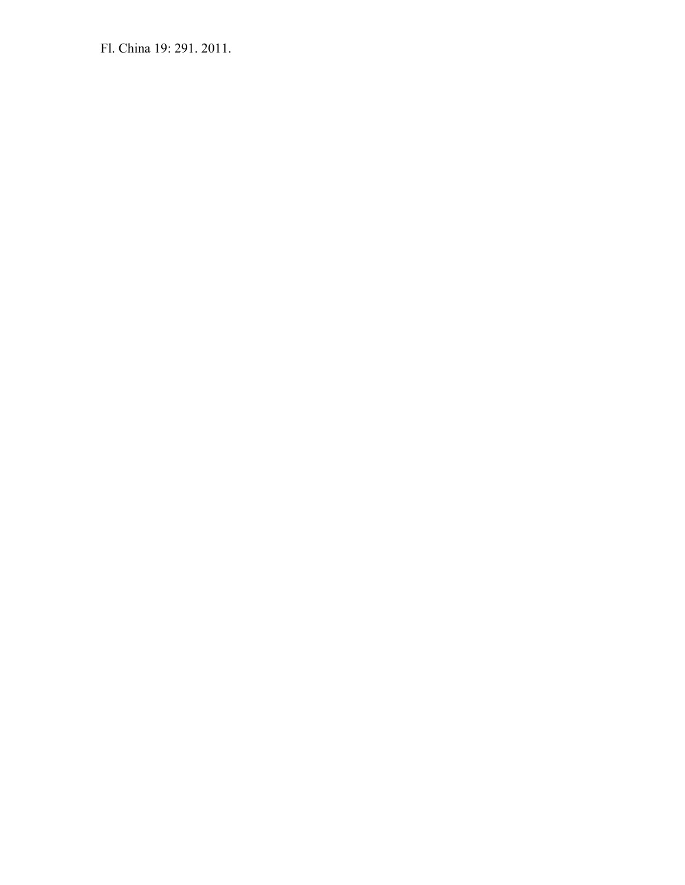Fl. China 19: 291. 2011.